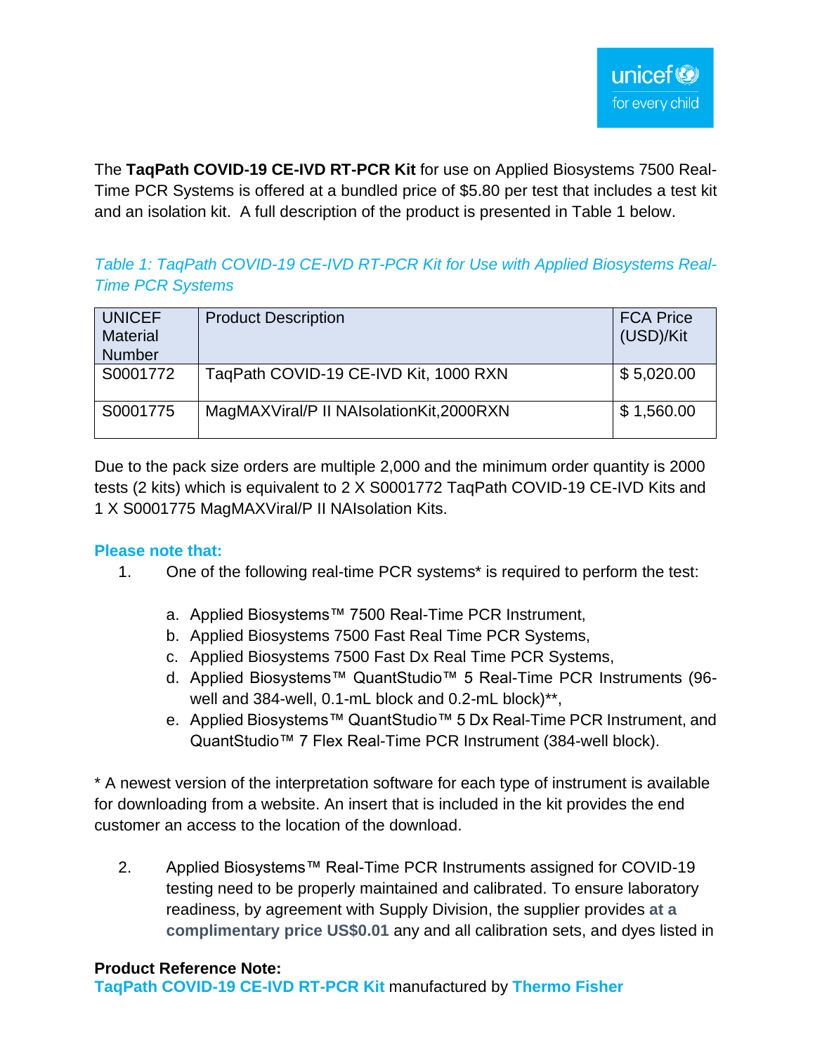The **TaqPath COVID-19 CE-IVD RT-PCR Kit** for use on Applied Biosystems 7500 Real-Time PCR Systems is offered at a bundled price of $5.80 per test that includes a test kit and an isolation kit. A full description of the product is presented in Table 1 below.

*Table 1: TaqPath COVID-19 CE-IVD RT-PCR Kit for Use with Applied Biosystems Real-Time PCR Systems*

| UNICEF Material Number | Product Description | FCA Price (USD)/Kit |
| --- | --- | --- |
| S0001772 | TaqPath COVID-19 CE-IVD Kit, 1000 RXN | $ 5,020.00 |
| S0001775 | MagMAXViral/P II NAIsolationKit,2000RXN | $ 1,560.00 |

Due to the pack size orders are multiple 2,000 and the minimum order quantity is 2000 tests (2 kits) which is equivalent to 2 X S0001772 TaqPath COVID-19 CE-IVD Kits and 1 X S0001775 MagMAXViral/P II NAIsolation Kits.

**Please note that:**

1. One of the following real-time PCR systems* is required to perform the test:

   a. Applied Biosystems™ 7500 Real-Time PCR Instrument,
   b. Applied Biosystems 7500 Fast Real Time PCR Systems,
   c. Applied Biosystems 7500 Fast Dx Real Time PCR Systems,
   d. Applied Biosystems™ QuantStudio™ 5 Real-Time PCR Instruments (96-well and 384-well, 0.1-mL block and 0.2-mL block)**,
   e. Applied Biosystems™ QuantStudio™ 5 Dx Real-Time PCR Instrument, and QuantStudio™ 7 Flex Real-Time PCR Instrument (384-well block).

* A newest version of the interpretation software for each type of instrument is available for downloading from a website. An insert that is included in the kit provides the end customer an access to the location of the download.

2. Applied Biosystems™ Real-Time PCR Instruments assigned for COVID-19 testing need to be properly maintained and calibrated. To ensure laboratory readiness, by agreement with Supply Division, the supplier provides **at a complimentary price US$0.01** any and all calibration sets, and dyes listed in

**Product Reference Note:**
**TaqPath COVID-19 CE-IVD RT-PCR Kit** manufactured by **Thermo Fisher**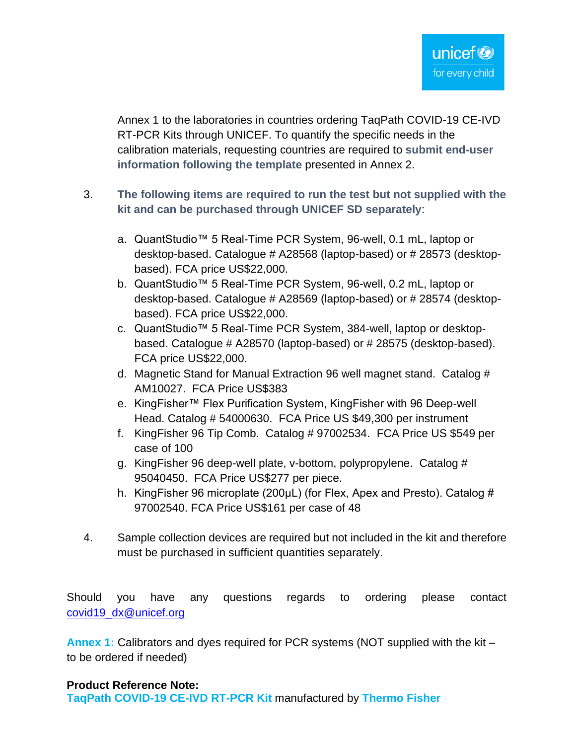Annex 1 to the laboratories in countries ordering TaqPath COVID-19 CE-IVD RT-PCR Kits through UNICEF. To quantify the specific needs in the calibration materials, requesting countries are required to **submit end-user information following the template** presented in Annex 2.

3. **The following items are required to run the test but not supplied with the kit and can be purchased through UNICEF SD separately**:

   a. QuantStudio™ 5 Real-Time PCR System, 96-well, 0.1 mL, laptop or desktop-based. Catalogue # A28568 (laptop-based) or # 28573 (desktop-based). FCA price US$22,000.
   b. QuantStudio™ 5 Real-Time PCR System, 96-well, 0.2 mL, laptop or desktop-based. Catalogue # A28569 (laptop-based) or # 28574 (desktop-based). FCA price US$22,000.
   c. QuantStudio™ 5 Real-Time PCR System, 384-well, laptop or desktop-based. Catalogue # A28570 (laptop-based) or # 28575 (desktop-based). FCA price US$22,000.
   d. Magnetic Stand for Manual Extraction 96 well magnet stand. Catalog # AM10027. FCA Price US$383
   e. KingFisher™ Flex Purification System, KingFisher with 96 Deep-well Head. Catalog # 54000630. FCA Price US $49,300 per instrument
   f. KingFisher 96 Tip Comb. Catalog # 97002534. FCA Price US $549 per case of 100
   g. KingFisher 96 deep-well plate, v-bottom, polypropylene. Catalog # 95040450. FCA Price US$277 per piece.
   h. KingFisher 96 microplate (200µL) (for Flex, Apex and Presto). Catalog # 97002540. FCA Price US$161 per case of 48

4. Sample collection devices are required but not included in the kit and therefore must be purchased in sufficient quantities separately.

Should you have any questions regards to ordering please contact covid19_dx@unicef.org

**Annex 1:** Calibrators and dyes required for PCR systems (NOT supplied with the kit – to be ordered if needed)

**Product Reference Note:**
**TaqPath COVID-19 CE-IVD RT-PCR Kit** manufactured by **Thermo Fisher**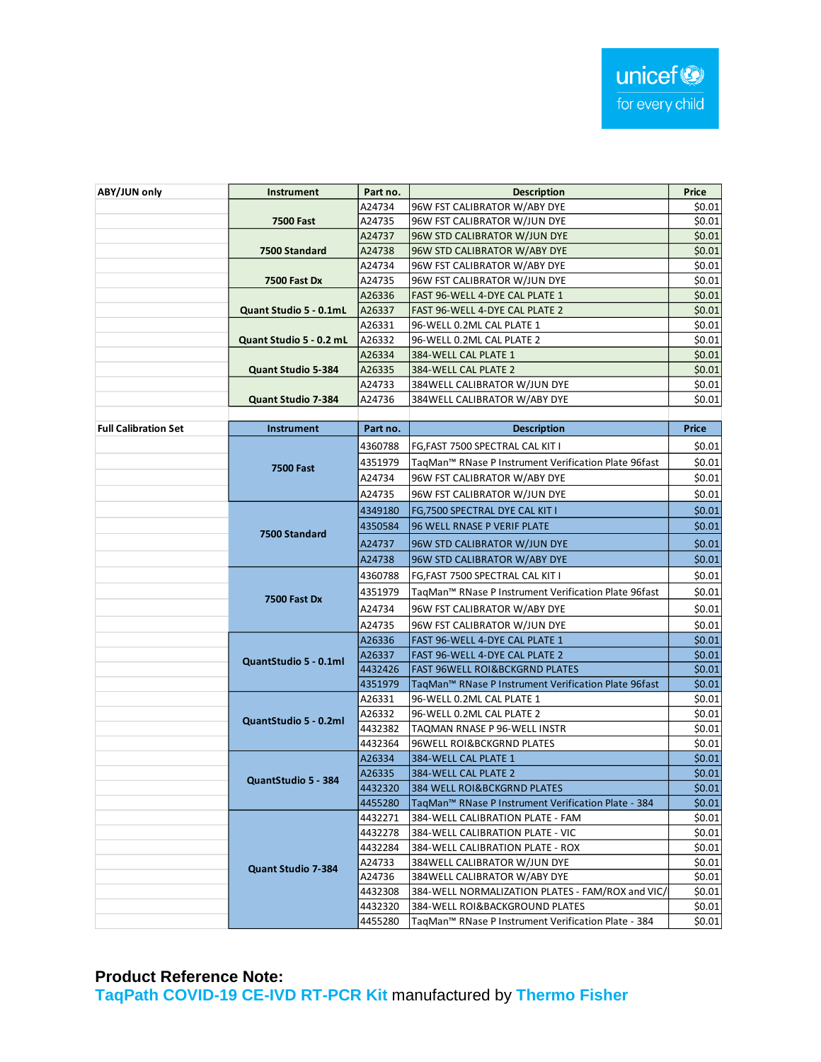| ABY/JUN only | Instrument | Part no. | Description | Price |
|---|---|---|---|---|
| | 7500 Fast | A24734 | 96W FST CALIBRATOR W/ABY DYE | $0.01 |
| | | A24735 | 96W FST CALIBRATOR W/JUN DYE | $0.01 |
| | 7500 Standard | A24737 | 96W STD CALIBRATOR W/JUN DYE | $0.01 |
| | | A24738 | 96W STD CALIBRATOR W/ABY DYE | $0.01 |
| | 7500 Fast Dx | A24734 | 96W FST CALIBRATOR W/ABY DYE | $0.01 |
| | | A24735 | 96W FST CALIBRATOR W/JUN DYE | $0.01 |
| | Quant Studio 5 - 0.1mL | A26336 | FAST 96-WELL 4-DYE CAL PLATE 1 | $0.01 |
| | | A26337 | FAST 96-WELL 4-DYE CAL PLATE 2 | $0.01 |
| | Quant Studio 5 - 0.2 mL | A26331 | 96-WELL 0.2ML CAL PLATE 1 | $0.01 |
| | | A26332 | 96-WELL 0.2ML CAL PLATE 2 | $0.01 |
| | Quant Studio 5-384 | A26334 | 384-WELL CAL PLATE 1 | $0.01 |
| | | A26335 | 384-WELL CAL PLATE 2 | $0.01 |
| | Quant Studio 7-384 | A24733 | 384WELL CALIBRATOR W/JUN DYE | $0.01 |
| | | A24736 | 384WELL CALIBRATOR W/ABY DYE | $0.01 |

| Full Calibration Set | Instrument | Part no. | Description | Price |
|---|---|---|---|---|
| | 7500 Fast | 4360788 | FG,FAST 7500 SPECTRAL CAL KIT I | $0.01 |
| | | 4351979 | TaqMan™ RNase P Instrument Verification Plate 96fast | $0.01 |
| | | A24734 | 96W FST CALIBRATOR W/ABY DYE | $0.01 |
| | | A24735 | 96W FST CALIBRATOR W/JUN DYE | $0.01 |
| | 7500 Standard | 4349180 | FG,7500 SPECTRAL DYE CAL KIT I | $0.01 |
| | | 4350584 | 96 WELL RNASE P VERIF PLATE | $0.01 |
| | | A24737 | 96W STD CALIBRATOR W/JUN DYE | $0.01 |
| | | A24738 | 96W STD CALIBRATOR W/ABY DYE | $0.01 |
| | 7500 Fast Dx | 4360788 | FG,FAST 7500 SPECTRAL CAL KIT I | $0.01 |
| | | 4351979 | TaqMan™ RNase P Instrument Verification Plate 96fast | $0.01 |
| | | A24734 | 96W FST CALIBRATOR W/ABY DYE | $0.01 |
| | | A24735 | 96W FST CALIBRATOR W/JUN DYE | $0.01 |
| | QuantStudio 5 - 0.1ml | A26336 | FAST 96-WELL 4-DYE CAL PLATE 1 | $0.01 |
| | | A26337 | FAST 96-WELL 4-DYE CAL PLATE 2 | $0.01 |
| | | 4432426 | FAST 96WELL ROI&BCKGRND PLATES | $0.01 |
| | | 4351979 | TaqMan™ RNase P Instrument Verification Plate 96fast | $0.01 |
| | QuantStudio 5 - 0.2ml | A26331 | 96-WELL 0.2ML CAL PLATE 1 | $0.01 |
| | | A26332 | 96-WELL 0.2ML CAL PLATE 2 | $0.01 |
| | | 4432382 | TAQMAN RNASE P 96-WELL INSTR | $0.01 |
| | | 4432364 | 96WELL ROI&BCKGRND PLATES | $0.01 |
| | QuantStudio 5 - 384 | A26334 | 384-WELL CAL PLATE 1 | $0.01 |
| | | A26335 | 384-WELL CAL PLATE 2 | $0.01 |
| | | 4432320 | 384 WELL ROI&BCKGRND PLATES | $0.01 |
| | | 4455280 | TaqMan™ RNase P Instrument Verification Plate - 384 | $0.01 |
| | Quant Studio 7-384 | 4432271 | 384-WELL CALIBRATION PLATE - FAM | $0.01 |
| | | 4432278 | 384-WELL CALIBRATION PLATE - VIC | $0.01 |
| | | 4432284 | 384-WELL CALIBRATION PLATE - ROX | $0.01 |
| | | A24733 | 384WELL CALIBRATOR W/JUN DYE | $0.01 |
| | | A24736 | 384WELL CALIBRATOR W/ABY DYE | $0.01 |
| | | 4432308 | 384-WELL NORMALIZATION PLATES - FAM/ROX and VIC/ | $0.01 |
| | | 4432320 | 384-WELL ROI&BACKGROUND PLATES | $0.01 |
| | | 4455280 | TaqMan™ RNase P Instrument Verification Plate - 384 | $0.01 |

**Product Reference Note:**
**TaqPath COVID-19 CE-IVD RT-PCR Kit** manufactured by **Thermo Fisher**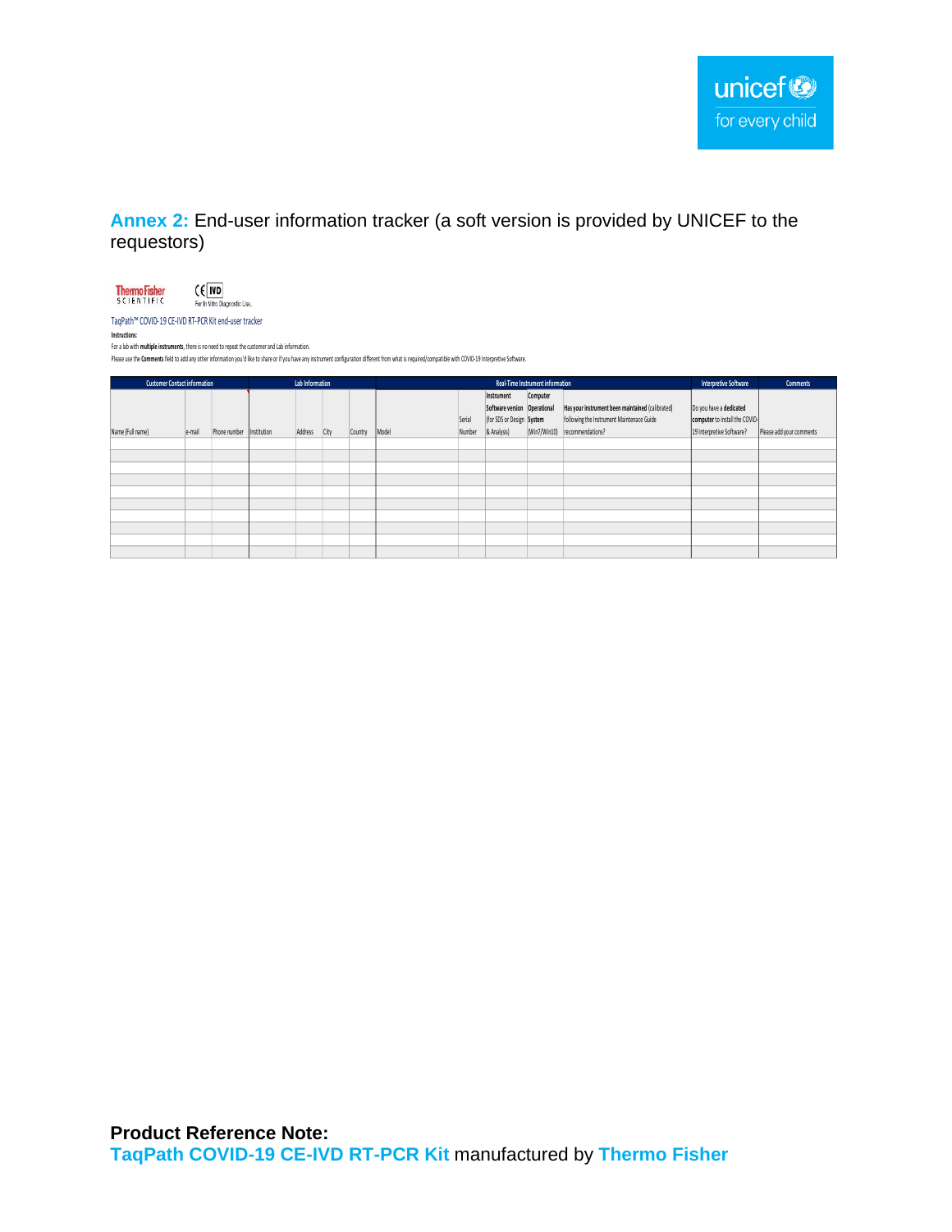## Annex 2: End-user information tracker (a soft version is provided by UNICEF to the requestors)

Thermo Fisher SCIENTIFIC CE IVD For In Vitro Diagnostic Use.

TaqPath™ COVID-19 CE-IVD RT-PCR Kit end-user tracker

**Instructions:**

For a lab with **multiple instruments**, there is no need to repeat the customer and lab information.

Please use the **Comments** field to add any other information you'd like to share or if you have any instrument configuration different from what is required/compatible with COVID-19 Interpretive Software.

| Customer Contact information | | | Lab Information | | | | Real-Time Instrument information | | | | | Interpretive Software | Comments |
|---|---|---|---|---|---|---|---|---|---|---|---|---|---|
| Name (Full name) | e-mail | Phone number | Institution | Address | City | Country | Model | Serial Number | **Instrument Software version** (for SDS or Design & Analysis) | **Computer Operational System** (Win7/Win10) | **Has your instrument been maintained** (calibrated) following the Instrument Maintenace Guide recommendations? | Do you have a **dedicated computer** to install the COVID-19 Interpretive Software? | Please add your comments |
| | | | | | | | | | | | | | |
| | | | | | | | | | | | | | |
| | | | | | | | | | | | | | |
| | | | | | | | | | | | | | |
| | | | | | | | | | | | | | |
| | | | | | | | | | | | | | |
| | | | | | | | | | | | | | |
| | | | | | | | | | | | | | |
| | | | | | | | | | | | | | |
| | | | | | | | | | | | | | |

**Product Reference Note:**
**TaqPath COVID-19 CE-IVD RT-PCR Kit** manufactured by **Thermo Fisher**